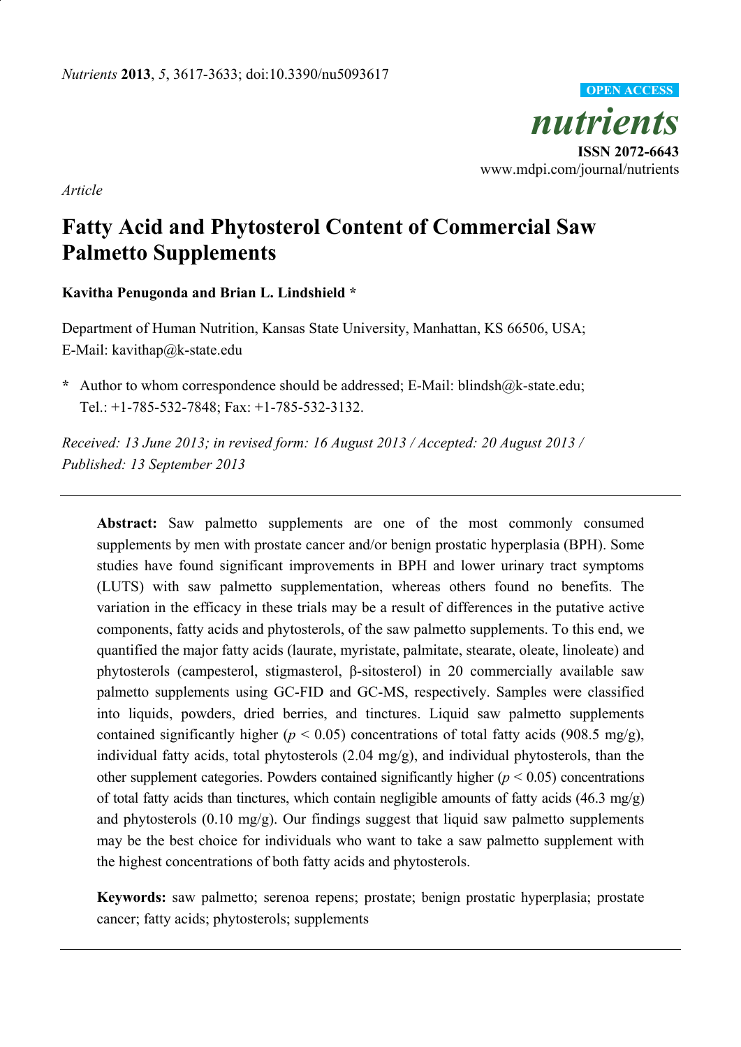*Article*

# Fatty Acid and Phytosterol Content of Commercial Saw Palmetto Supplements

**Kavitha Penugonda and Brian L. Lindshield \***

Department of Human Nutrition, Kansas State University, Manhattan, KS 66506, USA; E-Mail: kavithap@k-state.edu

**\*** Author to whom correspondence should be addressed; E-Mail: blindsh@k-state.edu; Tel.: +1-785-532-7848; Fax: +1-785-532-3132.

*Received: 13 June 2013; in revised form: 16 August 2013 / Accepted: 20 August 2013 / Published: 13 September 2013*

---

**Abstract:** Saw palmetto supplements are one of the most commonly consumed supplements by men with prostate cancer and/or benign prostatic hyperplasia (BPH). Some studies have found significant improvements in BPH and lower urinary tract symptoms (LUTS) with saw palmetto supplementation, whereas others found no benefits. The variation in the efficacy in these trials may be a result of differences in the putative active components, fatty acids and phytosterols, of the saw palmetto supplements. To this end, we quantified the major fatty acids (laurate, myristate, palmitate, stearate, oleate, linoleate) and phytosterols (campesterol, stigmasterol, β-sitosterol) in 20 commercially available saw palmetto supplements using GC-FID and GC-MS, respectively. Samples were classified into liquids, powders, dried berries, and tinctures. Liquid saw palmetto supplements contained significantly higher ($p < 0.05$) concentrations of total fatty acids (908.5 mg/g), individual fatty acids, total phytosterols (2.04 mg/g), and individual phytosterols, than the other supplement categories. Powders contained significantly higher ($p < 0.05$) concentrations of total fatty acids than tinctures, which contain negligible amounts of fatty acids (46.3 mg/g) and phytosterols (0.10 mg/g). Our findings suggest that liquid saw palmetto supplements may be the best choice for individuals who want to take a saw palmetto supplement with the highest concentrations of both fatty acids and phytosterols.

**Keywords:** saw palmetto; serenoa repens; prostate; benign prostatic hyperplasia; prostate cancer; fatty acids; phytosterols; supplements

---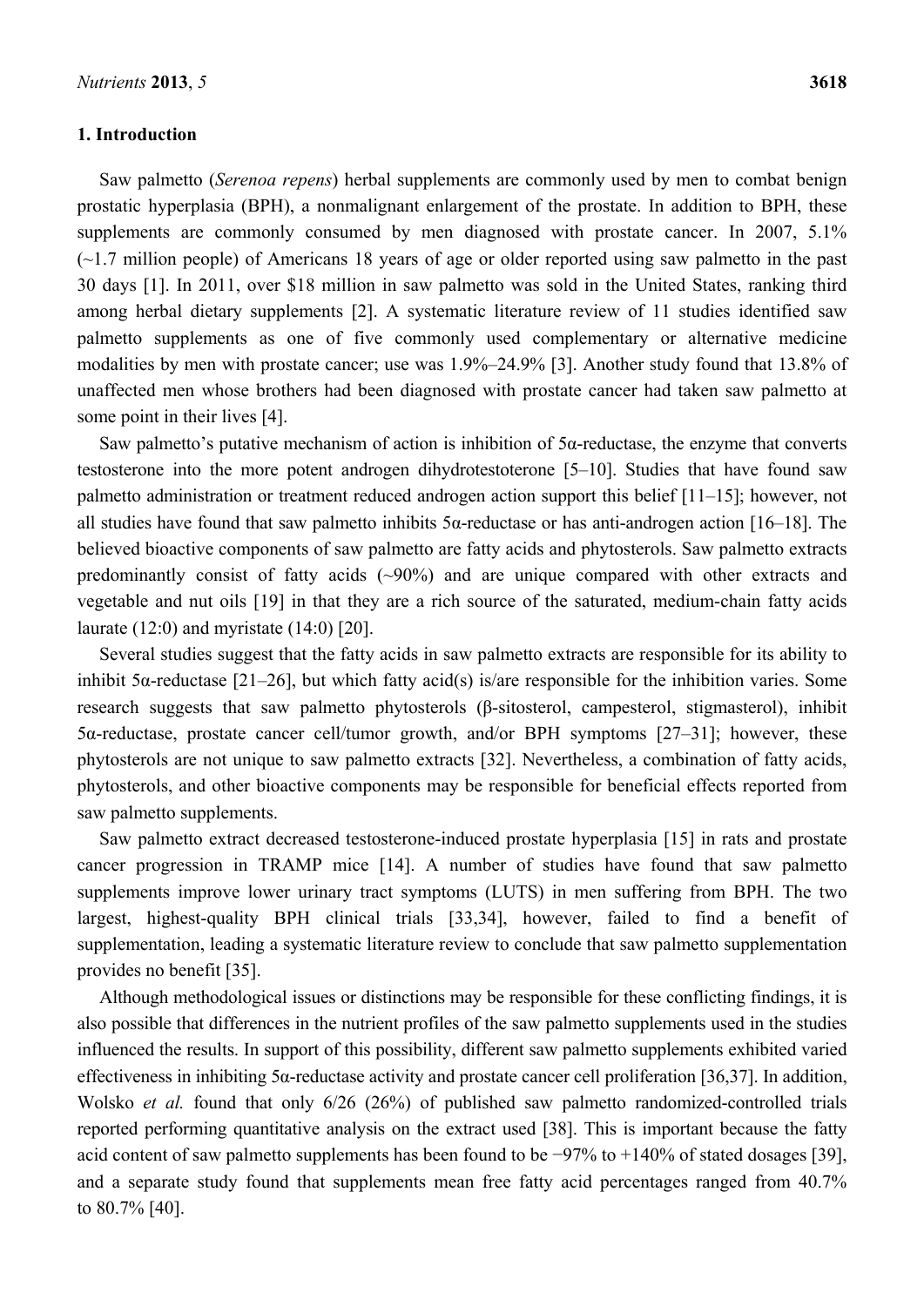## 1. Introduction

Saw palmetto (*Serenoa repens*) herbal supplements are commonly used by men to combat benign prostatic hyperplasia (BPH), a nonmalignant enlargement of the prostate. In addition to BPH, these supplements are commonly consumed by men diagnosed with prostate cancer. In 2007, 5.1% (~1.7 million people) of Americans 18 years of age or older reported using saw palmetto in the past 30 days [1]. In 2011, over $18 million in saw palmetto was sold in the United States, ranking third among herbal dietary supplements [2]. A systematic literature review of 11 studies identified saw palmetto supplements as one of five commonly used complementary or alternative medicine modalities by men with prostate cancer; use was 1.9%–24.9% [3]. Another study found that 13.8% of unaffected men whose brothers had been diagnosed with prostate cancer had taken saw palmetto at some point in their lives [4].

Saw palmetto's putative mechanism of action is inhibition of 5α-reductase, the enzyme that converts testosterone into the more potent androgen dihydrotestoterone [5–10]. Studies that have found saw palmetto administration or treatment reduced androgen action support this belief [11–15]; however, not all studies have found that saw palmetto inhibits 5α-reductase or has anti-androgen action [16–18]. The believed bioactive components of saw palmetto are fatty acids and phytosterols. Saw palmetto extracts predominantly consist of fatty acids (~90%) and are unique compared with other extracts and vegetable and nut oils [19] in that they are a rich source of the saturated, medium-chain fatty acids laurate (12:0) and myristate (14:0) [20].

Several studies suggest that the fatty acids in saw palmetto extracts are responsible for its ability to inhibit 5α-reductase [21–26], but which fatty acid(s) is/are responsible for the inhibition varies. Some research suggests that saw palmetto phytosterols (β-sitosterol, campesterol, stigmasterol), inhibit 5α-reductase, prostate cancer cell/tumor growth, and/or BPH symptoms [27–31]; however, these phytosterols are not unique to saw palmetto extracts [32]. Nevertheless, a combination of fatty acids, phytosterols, and other bioactive components may be responsible for beneficial effects reported from saw palmetto supplements.

Saw palmetto extract decreased testosterone-induced prostate hyperplasia [15] in rats and prostate cancer progression in TRAMP mice [14]. A number of studies have found that saw palmetto supplements improve lower urinary tract symptoms (LUTS) in men suffering from BPH. The two largest, highest-quality BPH clinical trials [33,34], however, failed to find a benefit of supplementation, leading a systematic literature review to conclude that saw palmetto supplementation provides no benefit [35].

Although methodological issues or distinctions may be responsible for these conflicting findings, it is also possible that differences in the nutrient profiles of the saw palmetto supplements used in the studies influenced the results. In support of this possibility, different saw palmetto supplements exhibited varied effectiveness in inhibiting 5α-reductase activity and prostate cancer cell proliferation [36,37]. In addition, Wolsko *et al.* found that only 6/26 (26%) of published saw palmetto randomized-controlled trials reported performing quantitative analysis on the extract used [38]. This is important because the fatty acid content of saw palmetto supplements has been found to be −97% to +140% of stated dosages [39], and a separate study found that supplements mean free fatty acid percentages ranged from 40.7% to 80.7% [40].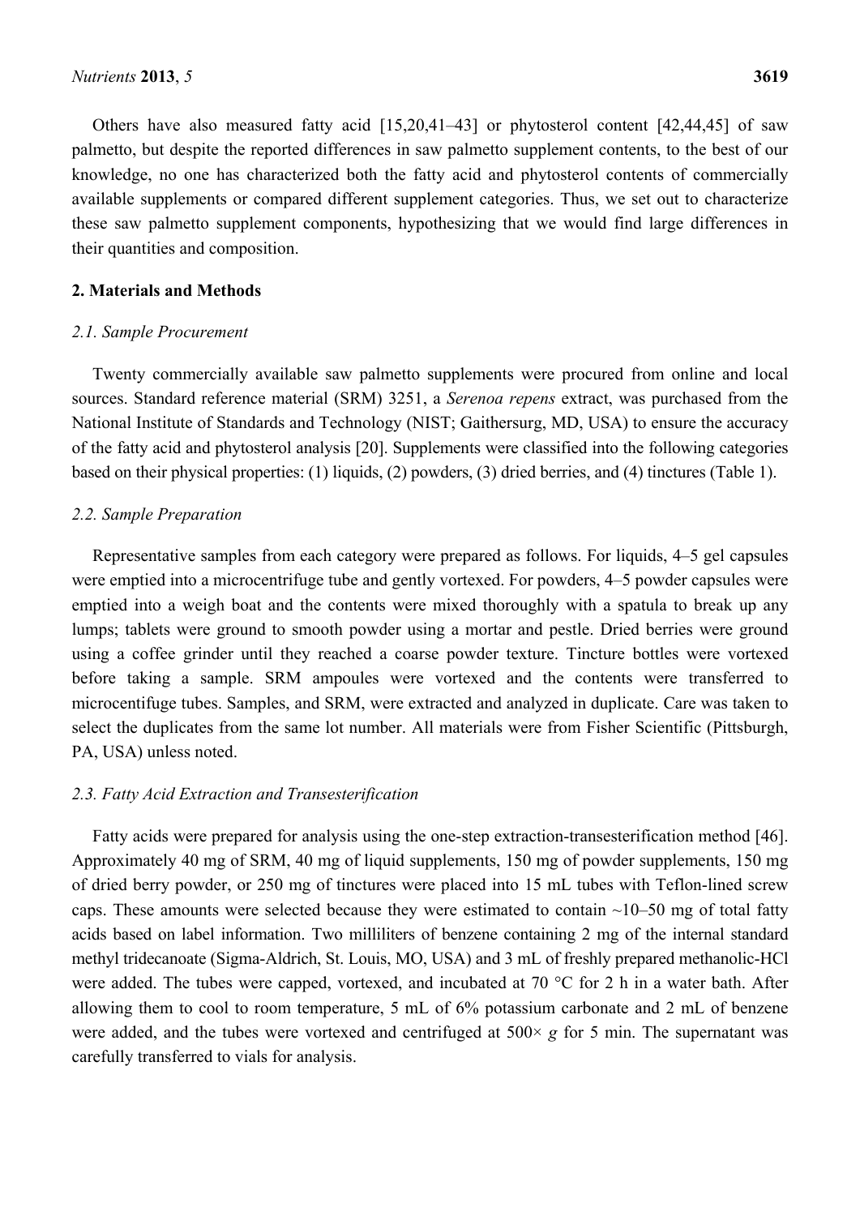Others have also measured fatty acid [15,20,41–43] or phytosterol content [42,44,45] of saw palmetto, but despite the reported differences in saw palmetto supplement contents, to the best of our knowledge, no one has characterized both the fatty acid and phytosterol contents of commercially available supplements or compared different supplement categories. Thus, we set out to characterize these saw palmetto supplement components, hypothesizing that we would find large differences in their quantities and composition.

## 2. Materials and Methods

### *2.1. Sample Procurement*

Twenty commercially available saw palmetto supplements were procured from online and local sources. Standard reference material (SRM) 3251, a *Serenoa repens* extract, was purchased from the National Institute of Standards and Technology (NIST; Gaithersurg, MD, USA) to ensure the accuracy of the fatty acid and phytosterol analysis [20]. Supplements were classified into the following categories based on their physical properties: (1) liquids, (2) powders, (3) dried berries, and (4) tinctures (Table 1).

### *2.2. Sample Preparation*

Representative samples from each category were prepared as follows. For liquids, 4–5 gel capsules were emptied into a microcentrifuge tube and gently vortexed. For powders, 4–5 powder capsules were emptied into a weigh boat and the contents were mixed thoroughly with a spatula to break up any lumps; tablets were ground to smooth powder using a mortar and pestle. Dried berries were ground using a coffee grinder until they reached a coarse powder texture. Tincture bottles were vortexed before taking a sample. SRM ampoules were vortexed and the contents were transferred to microcentifuge tubes. Samples, and SRM, were extracted and analyzed in duplicate. Care was taken to select the duplicates from the same lot number. All materials were from Fisher Scientific (Pittsburgh, PA, USA) unless noted.

### *2.3. Fatty Acid Extraction and Transesterification*

Fatty acids were prepared for analysis using the one-step extraction-transesterification method [46]. Approximately 40 mg of SRM, 40 mg of liquid supplements, 150 mg of powder supplements, 150 mg of dried berry powder, or 250 mg of tinctures were placed into 15 mL tubes with Teflon-lined screw caps. These amounts were selected because they were estimated to contain ~10–50 mg of total fatty acids based on label information. Two milliliters of benzene containing 2 mg of the internal standard methyl tridecanoate (Sigma-Aldrich, St. Louis, MO, USA) and 3 mL of freshly prepared methanolic-HCl were added. The tubes were capped, vortexed, and incubated at 70 °C for 2 h in a water bath. After allowing them to cool to room temperature, 5 mL of 6% potassium carbonate and 2 mL of benzene were added, and the tubes were vortexed and centrifuged at 500× *g* for 5 min. The supernatant was carefully transferred to vials for analysis.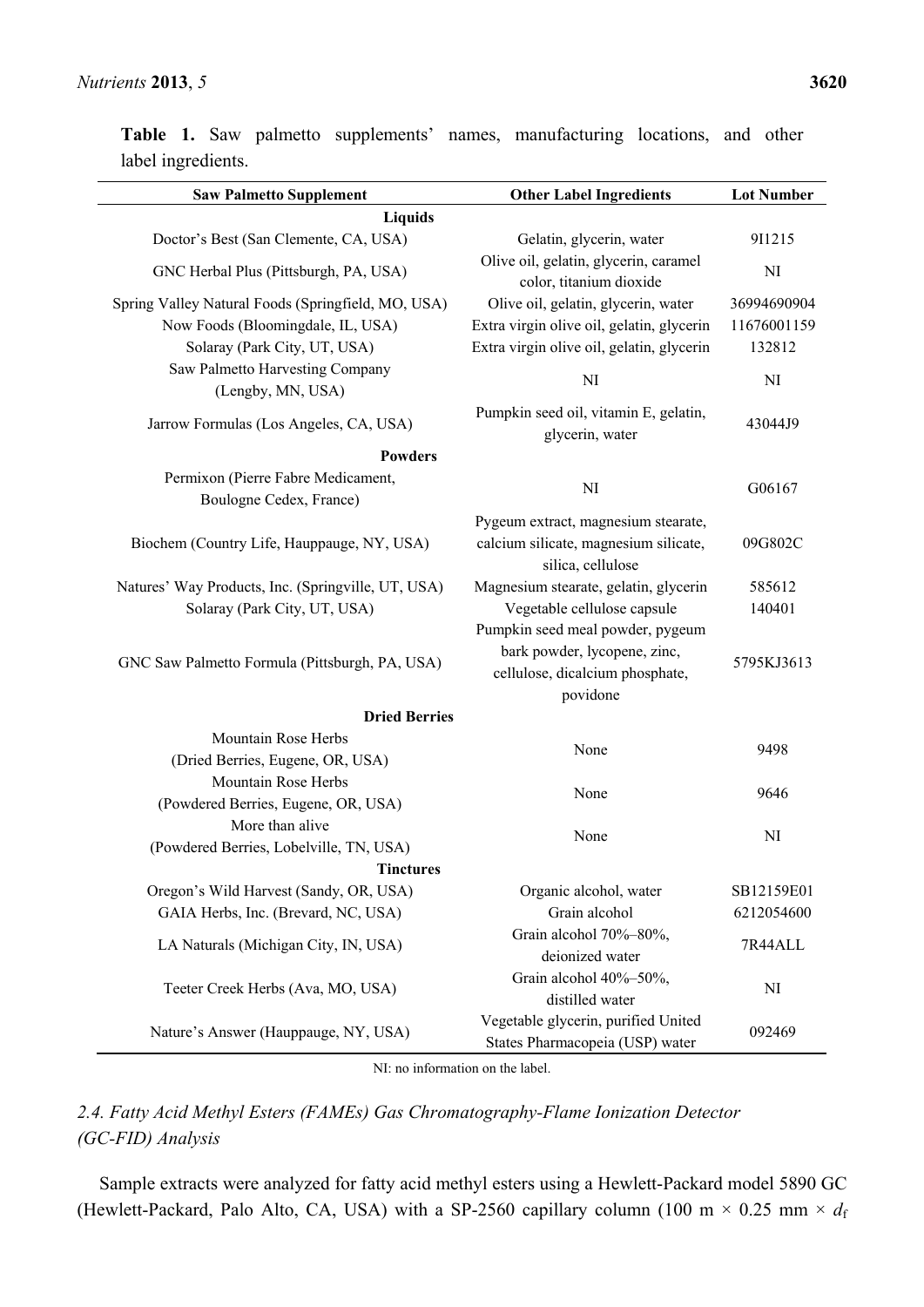**Table 1.** Saw palmetto supplements' names, manufacturing locations, and other label ingredients.

| Saw Palmetto Supplement | Other Label Ingredients | Lot Number |
|---|---|---|
| **Liquids** | | |
| Doctor's Best (San Clemente, CA, USA) | Gelatin, glycerin, water | 9I1215 |
| GNC Herbal Plus (Pittsburgh, PA, USA) | Olive oil, gelatin, glycerin, caramel color, titanium dioxide | NI |
| Spring Valley Natural Foods (Springfield, MO, USA) | Olive oil, gelatin, glycerin, water | 36994690904 |
| Now Foods (Bloomingdale, IL, USA) | Extra virgin olive oil, gelatin, glycerin | 11676001159 |
| Solaray (Park City, UT, USA) | Extra virgin olive oil, gelatin, glycerin | 132812 |
| Saw Palmetto Harvesting Company (Lengby, MN, USA) | NI | NI |
| Jarrow Formulas (Los Angeles, CA, USA) | Pumpkin seed oil, vitamin E, gelatin, glycerin, water | 43044J9 |
| **Powders** | | |
| Permixon (Pierre Fabre Medicament, Boulogne Cedex, France) | NI | G06167 |
| Biochem (Country Life, Hauppauge, NY, USA) | Pygeum extract, magnesium stearate, calcium silicate, magnesium silicate, silica, cellulose | 09G802C |
| Natures' Way Products, Inc. (Springville, UT, USA) | Magnesium stearate, gelatin, glycerin | 585612 |
| Solaray (Park City, UT, USA) | Vegetable cellulose capsule | 140401 |
| GNC Saw Palmetto Formula (Pittsburgh, PA, USA) | Pumpkin seed meal powder, pygeum bark powder, lycopene, zinc, cellulose, dicalcium phosphate, povidone | 5795KJ3613 |
| **Dried Berries** | | |
| Mountain Rose Herbs (Dried Berries, Eugene, OR, USA) | None | 9498 |
| Mountain Rose Herbs (Powdered Berries, Eugene, OR, USA) | None | 9646 |
| More than alive (Powdered Berries, Lobelville, TN, USA) | None | NI |
| **Tinctures** | | |
| Oregon's Wild Harvest (Sandy, OR, USA) | Organic alcohol, water | SB12159E01 |
| GAIA Herbs, Inc. (Brevard, NC, USA) | Grain alcohol | 6212054600 |
| LA Naturals (Michigan City, IN, USA) | Grain alcohol 70%–80%, deionized water | 7R44ALL |
| Teeter Creek Herbs (Ava, MO, USA) | Grain alcohol 40%–50%, distilled water | NI |
| Nature's Answer (Hauppauge, NY, USA) | Vegetable glycerin, purified United States Pharmacopeia (USP) water | 092469 |

NI: no information on the label.

### *2.4. Fatty Acid Methyl Esters (FAMEs) Gas Chromatography-Flame Ionization Detector (GC-FID) Analysis*

Sample extracts were analyzed for fatty acid methyl esters using a Hewlett-Packard model 5890 GC (Hewlett-Packard, Palo Alto, CA, USA) with a SP-2560 capillary column (100 m × 0.25 mm × $d_f$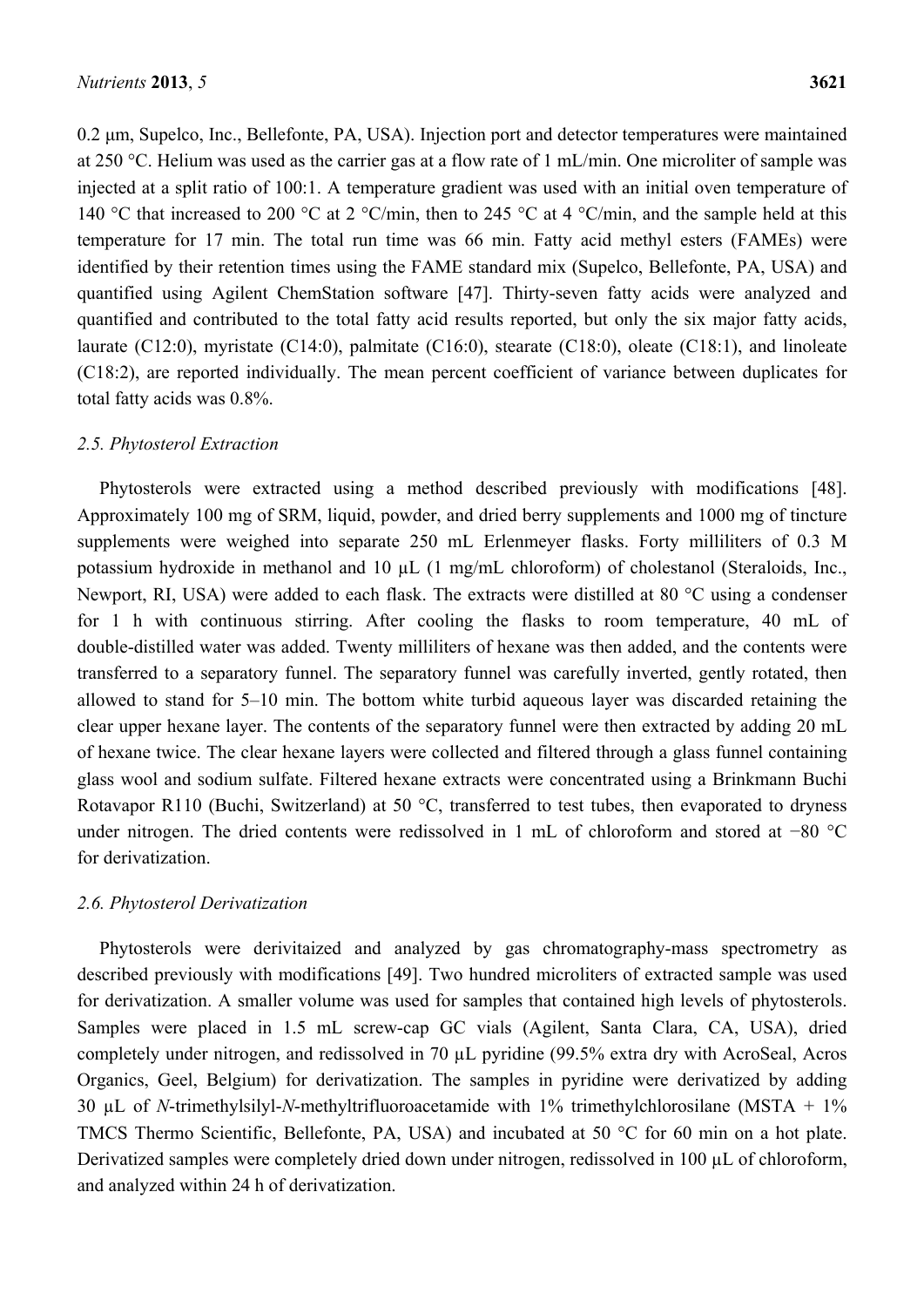0.2 µm, Supelco, Inc., Bellefonte, PA, USA). Injection port and detector temperatures were maintained at 250 °C. Helium was used as the carrier gas at a flow rate of 1 mL/min. One microliter of sample was injected at a split ratio of 100:1. A temperature gradient was used with an initial oven temperature of 140 °C that increased to 200 °C at 2 °C/min, then to 245 °C at 4 °C/min, and the sample held at this temperature for 17 min. The total run time was 66 min. Fatty acid methyl esters (FAMEs) were identified by their retention times using the FAME standard mix (Supelco, Bellefonte, PA, USA) and quantified using Agilent ChemStation software [47]. Thirty-seven fatty acids were analyzed and quantified and contributed to the total fatty acid results reported, but only the six major fatty acids, laurate (C12:0), myristate (C14:0), palmitate (C16:0), stearate (C18:0), oleate (C18:1), and linoleate (C18:2), are reported individually. The mean percent coefficient of variance between duplicates for total fatty acids was 0.8%.

### *2.5. Phytosterol Extraction*

Phytosterols were extracted using a method described previously with modifications [48]. Approximately 100 mg of SRM, liquid, powder, and dried berry supplements and 1000 mg of tincture supplements were weighed into separate 250 mL Erlenmeyer flasks. Forty milliliters of 0.3 M potassium hydroxide in methanol and 10 µL (1 mg/mL chloroform) of cholestanol (Steraloids, Inc., Newport, RI, USA) were added to each flask. The extracts were distilled at 80 °C using a condenser for 1 h with continuous stirring. After cooling the flasks to room temperature, 40 mL of double-distilled water was added. Twenty milliliters of hexane was then added, and the contents were transferred to a separatory funnel. The separatory funnel was carefully inverted, gently rotated, then allowed to stand for 5–10 min. The bottom white turbid aqueous layer was discarded retaining the clear upper hexane layer. The contents of the separatory funnel were then extracted by adding 20 mL of hexane twice. The clear hexane layers were collected and filtered through a glass funnel containing glass wool and sodium sulfate. Filtered hexane extracts were concentrated using a Brinkmann Buchi Rotavapor R110 (Buchi, Switzerland) at 50 °C, transferred to test tubes, then evaporated to dryness under nitrogen. The dried contents were redissolved in 1 mL of chloroform and stored at −80 °C for derivatization.

### *2.6. Phytosterol Derivatization*

Phytosterols were derivitaized and analyzed by gas chromatography-mass spectrometry as described previously with modifications [49]. Two hundred microliters of extracted sample was used for derivatization. A smaller volume was used for samples that contained high levels of phytosterols. Samples were placed in 1.5 mL screw-cap GC vials (Agilent, Santa Clara, CA, USA), dried completely under nitrogen, and redissolved in 70 µL pyridine (99.5% extra dry with AcroSeal, Acros Organics, Geel, Belgium) for derivatization. The samples in pyridine were derivatized by adding 30 µL of *N*-trimethylsilyl-*N*-methyltrifluoroacetamide with 1% trimethylchlorosilane (MSTA + 1% TMCS Thermo Scientific, Bellefonte, PA, USA) and incubated at 50 °C for 60 min on a hot plate. Derivatized samples were completely dried down under nitrogen, redissolved in 100 µL of chloroform, and analyzed within 24 h of derivatization.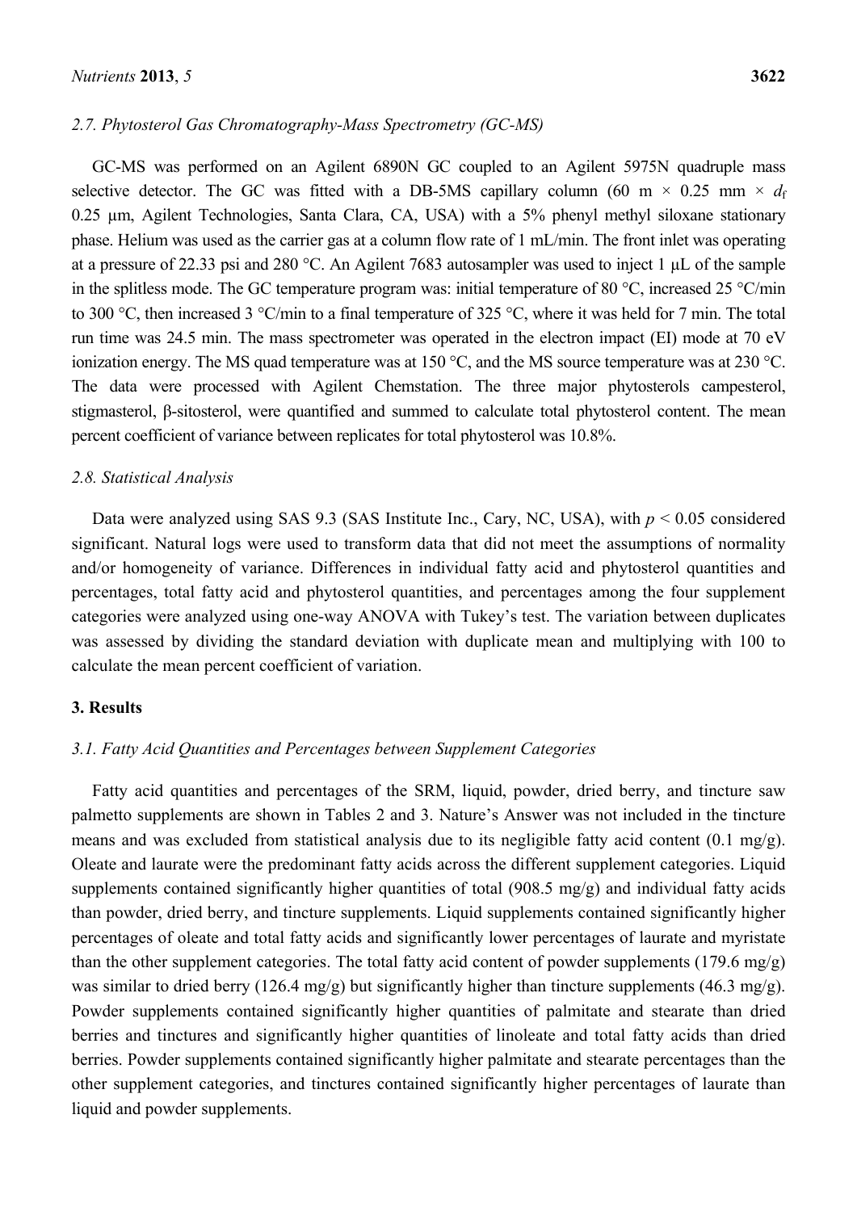### 2.7. Phytosterol Gas Chromatography-Mass Spectrometry (GC-MS)

GC-MS was performed on an Agilent 6890N GC coupled to an Agilent 5975N quadruple mass selective detector. The GC was fitted with a DB-5MS capillary column (60 m × 0.25 mm × $d_f$ 0.25 µm, Agilent Technologies, Santa Clara, CA, USA) with a 5% phenyl methyl siloxane stationary phase. Helium was used as the carrier gas at a column flow rate of 1 mL/min. The front inlet was operating at a pressure of 22.33 psi and 280 °C. An Agilent 7683 autosampler was used to inject 1 µL of the sample in the splitless mode. The GC temperature program was: initial temperature of 80 °C, increased 25 °C/min to 300 °C, then increased 3 °C/min to a final temperature of 325 °C, where it was held for 7 min. The total run time was 24.5 min. The mass spectrometer was operated in the electron impact (EI) mode at 70 eV ionization energy. The MS quad temperature was at 150 °C, and the MS source temperature was at 230 °C. The data were processed with Agilent Chemstation. The three major phytosterols campesterol, stigmasterol, β-sitosterol, were quantified and summed to calculate total phytosterol content. The mean percent coefficient of variance between replicates for total phytosterol was 10.8%.

### 2.8. Statistical Analysis

Data were analyzed using SAS 9.3 (SAS Institute Inc., Cary, NC, USA), with $p < 0.05$ considered significant. Natural logs were used to transform data that did not meet the assumptions of normality and/or homogeneity of variance. Differences in individual fatty acid and phytosterol quantities and percentages, total fatty acid and phytosterol quantities, and percentages among the four supplement categories were analyzed using one-way ANOVA with Tukey's test. The variation between duplicates was assessed by dividing the standard deviation with duplicate mean and multiplying with 100 to calculate the mean percent coefficient of variation.

## 3. Results

### 3.1. Fatty Acid Quantities and Percentages between Supplement Categories

Fatty acid quantities and percentages of the SRM, liquid, powder, dried berry, and tincture saw palmetto supplements are shown in Tables 2 and 3. Nature's Answer was not included in the tincture means and was excluded from statistical analysis due to its negligible fatty acid content (0.1 mg/g). Oleate and laurate were the predominant fatty acids across the different supplement categories. Liquid supplements contained significantly higher quantities of total (908.5 mg/g) and individual fatty acids than powder, dried berry, and tincture supplements. Liquid supplements contained significantly higher percentages of oleate and total fatty acids and significantly lower percentages of laurate and myristate than the other supplement categories. The total fatty acid content of powder supplements (179.6 mg/g) was similar to dried berry (126.4 mg/g) but significantly higher than tincture supplements (46.3 mg/g). Powder supplements contained significantly higher quantities of palmitate and stearate than dried berries and tinctures and significantly higher quantities of linoleate and total fatty acids than dried berries. Powder supplements contained significantly higher palmitate and stearate percentages than the other supplement categories, and tinctures contained significantly higher percentages of laurate than liquid and powder supplements.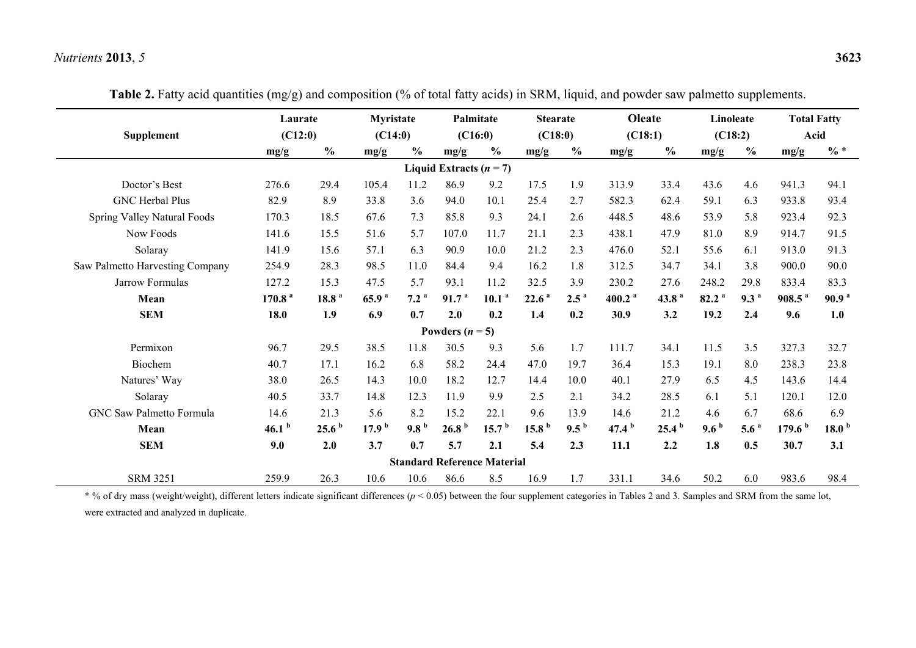**Table 2.** Fatty acid quantities (mg/g) and composition (% of total fatty acids) in SRM, liquid, and powder saw palmetto supplements.

| Supplement | Laurate (C12:0) | | Myristate (C14:0) | | Palmitate (C16:0) | | Stearate (C18:0) | | Oleate (C18:1) | | Linoleate (C18:2) | | Total Fatty Acid | |
|---|---|---|---|---|---|---|---|---|---|---|---|---|---|---|
| | mg/g | % | mg/g | % | mg/g | % | mg/g | % | mg/g | % | mg/g | % | mg/g | % * |
| **Liquid Extracts (*n* = 7)** | | | | | | | | | | | | | | |
| Doctor's Best | 276.6 | 29.4 | 105.4 | 11.2 | 86.9 | 9.2 | 17.5 | 1.9 | 313.9 | 33.4 | 43.6 | 4.6 | 941.3 | 94.1 |
| GNC Herbal Plus | 82.9 | 8.9 | 33.8 | 3.6 | 94.0 | 10.1 | 25.4 | 2.7 | 582.3 | 62.4 | 59.1 | 6.3 | 933.8 | 93.4 |
| Spring Valley Natural Foods | 170.3 | 18.5 | 67.6 | 7.3 | 85.8 | 9.3 | 24.1 | 2.6 | 448.5 | 48.6 | 53.9 | 5.8 | 923.4 | 92.3 |
| Now Foods | 141.6 | 15.5 | 51.6 | 5.7 | 107.0 | 11.7 | 21.1 | 2.3 | 438.1 | 47.9 | 81.0 | 8.9 | 914.7 | 91.5 |
| Solaray | 141.9 | 15.6 | 57.1 | 6.3 | 90.9 | 10.0 | 21.2 | 2.3 | 476.0 | 52.1 | 55.6 | 6.1 | 913.0 | 91.3 |
| Saw Palmetto Harvesting Company | 254.9 | 28.3 | 98.5 | 11.0 | 84.4 | 9.4 | 16.2 | 1.8 | 312.5 | 34.7 | 34.1 | 3.8 | 900.0 | 90.0 |
| Jarrow Formulas | 127.2 | 15.3 | 47.5 | 5.7 | 93.1 | 11.2 | 32.5 | 3.9 | 230.2 | 27.6 | 248.2 | 29.8 | 833.4 | 83.3 |
| **Mean** | **170.8 [a]** | **18.8 [a]** | **65.9 [a]** | **7.2 [a]** | **91.7 [a]** | **10.1 [a]** | **22.6 [a]** | **2.5 [a]** | **400.2 [a]** | **43.8 [a]** | **82.2 [a]** | **9.3 [a]** | **908.5 [a]** | **90.9 [a]** |
| **SEM** | **18.0** | **1.9** | **6.9** | **0.7** | **2.0** | **0.2** | **1.4** | **0.2** | **30.9** | **3.2** | **19.2** | **2.4** | **9.6** | **1.0** |
| **Powders (*n* = 5)** | | | | | | | | | | | | | | |
| Permixon | 96.7 | 29.5 | 38.5 | 11.8 | 30.5 | 9.3 | 5.6 | 1.7 | 111.7 | 34.1 | 11.5 | 3.5 | 327.3 | 32.7 |
| Biochem | 40.7 | 17.1 | 16.2 | 6.8 | 58.2 | 24.4 | 47.0 | 19.7 | 36.4 | 15.3 | 19.1 | 8.0 | 238.3 | 23.8 |
| Natures' Way | 38.0 | 26.5 | 14.3 | 10.0 | 18.2 | 12.7 | 14.4 | 10.0 | 40.1 | 27.9 | 6.5 | 4.5 | 143.6 | 14.4 |
| Solaray | 40.5 | 33.7 | 14.8 | 12.3 | 11.9 | 9.9 | 2.5 | 2.1 | 34.2 | 28.5 | 6.1 | 5.1 | 120.1 | 12.0 |
| GNC Saw Palmetto Formula | 14.6 | 21.3 | 5.6 | 8.2 | 15.2 | 22.1 | 9.6 | 13.9 | 14.6 | 21.2 | 4.6 | 6.7 | 68.6 | 6.9 |
| **Mean** | **46.1 [b]** | **25.6 [b]** | **17.9 [b]** | **9.8 [b]** | **26.8 [b]** | **15.7 [b]** | **15.8 [b]** | **9.5 [b]** | **47.4 [b]** | **25.4 [b]** | **9.6 [b]** | **5.6 [a]** | **179.6 [b]** | **18.0 [b]** |
| **SEM** | **9.0** | **2.0** | **3.7** | **0.7** | **5.7** | **2.1** | **5.4** | **2.3** | **11.1** | **2.2** | **1.8** | **0.5** | **30.7** | **3.1** |
| **Standard Reference Material** | | | | | | | | | | | | | | |
| SRM 3251 | 259.9 | 26.3 | 10.6 | 10.6 | 86.6 | 8.5 | 16.9 | 1.7 | 331.1 | 34.6 | 50.2 | 6.0 | 983.6 | 98.4 |

\* % of dry mass (weight/weight), different letters indicate significant differences ($p < 0.05$) between the four supplement categories in Tables 2 and 3. Samples and SRM from the same lot, were extracted and analyzed in duplicate.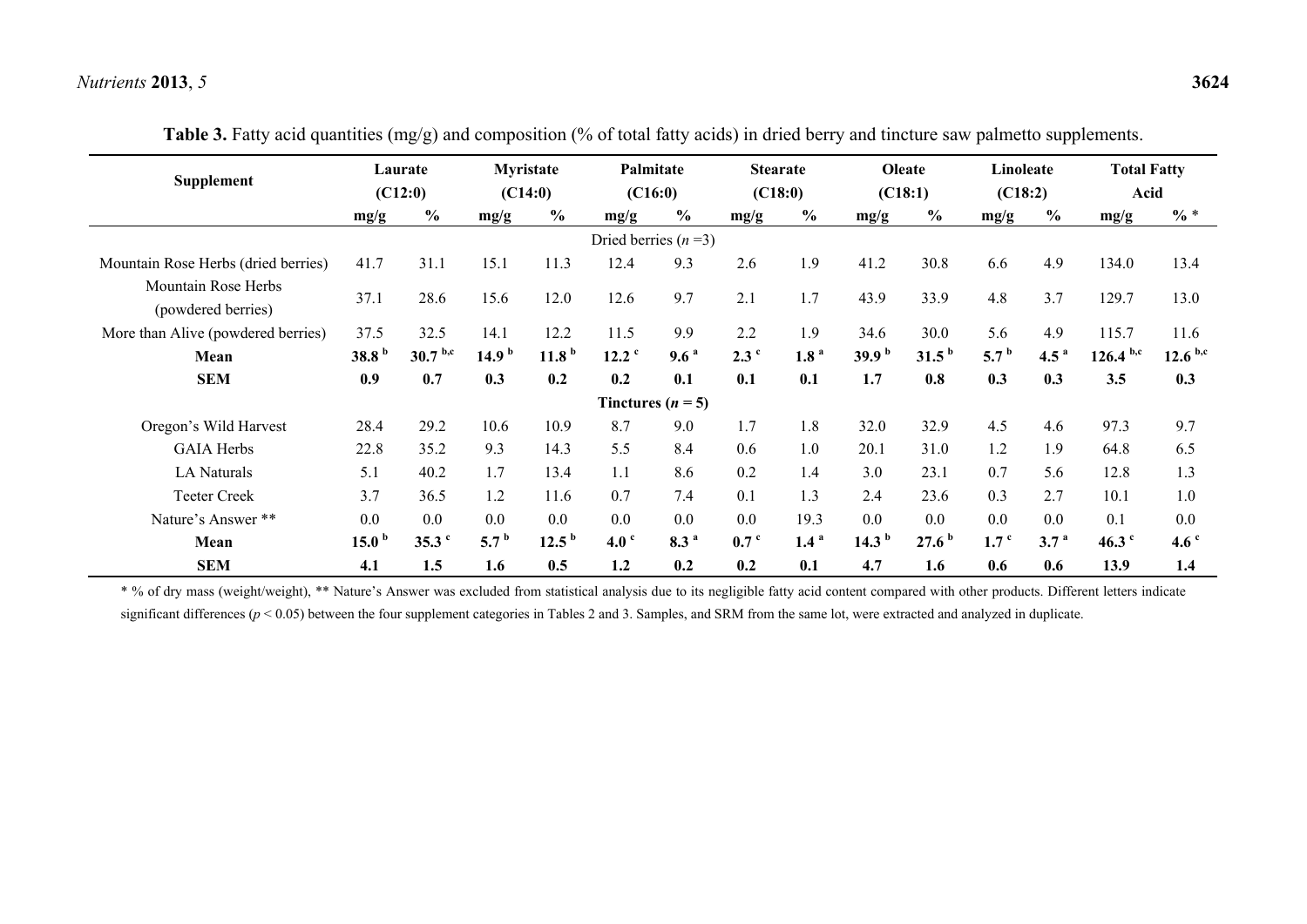**Table 3.** Fatty acid quantities (mg/g) and composition (% of total fatty acids) in dried berry and tincture saw palmetto supplements.

| Supplement | Laurate (C12:0) | | Myristate (C14:0) | | Palmitate (C16:0) | | Stearate (C18:0) | | Oleate (C18:1) | | Linoleate (C18:2) | | Total Fatty Acid | |
|---|---|---|---|---|---|---|---|---|---|---|---|---|---|---|
| | mg/g | % | mg/g | % | mg/g | % | mg/g | % | mg/g | % | mg/g | % | mg/g | % * |
| Dried berries ($n$ =3) | | | | | | | | | | | | | | |
| Mountain Rose Herbs (dried berries) | 41.7 | 31.1 | 15.1 | 11.3 | 12.4 | 9.3 | 2.6 | 1.9 | 41.2 | 30.8 | 6.6 | 4.9 | 134.0 | 13.4 |
| Mountain Rose Herbs (powdered berries) | 37.1 | 28.6 | 15.6 | 12.0 | 12.6 | 9.7 | 2.1 | 1.7 | 43.9 | 33.9 | 4.8 | 3.7 | 129.7 | 13.0 |
| More than Alive (powdered berries) | 37.5 | 32.5 | 14.1 | 12.2 | 11.5 | 9.9 | 2.2 | 1.9 | 34.6 | 30.0 | 5.6 | 4.9 | 115.7 | 11.6 |
| **Mean** | **38.8** [b] | **30.7** [b,c] | **14.9** [b] | **11.8** [b] | **12.2** [c] | **9.6** [a] | **2.3** [c] | **1.8** [a] | **39.9** [b] | **31.5** [b] | **5.7** [b] | **4.5** [a] | **126.4** [b,c] | **12.6** [b,c] |
| **SEM** | **0.9** | **0.7** | **0.3** | **0.2** | **0.2** | **0.1** | **0.1** | **0.1** | **1.7** | **0.8** | **0.3** | **0.3** | **3.5** | **0.3** |
| **Tinctures ($n$ = 5)** | | | | | | | | | | | | | | |
| Oregon's Wild Harvest | 28.4 | 29.2 | 10.6 | 10.9 | 8.7 | 9.0 | 1.7 | 1.8 | 32.0 | 32.9 | 4.5 | 4.6 | 97.3 | 9.7 |
| GAIA Herbs | 22.8 | 35.2 | 9.3 | 14.3 | 5.5 | 8.4 | 0.6 | 1.0 | 20.1 | 31.0 | 1.2 | 1.9 | 64.8 | 6.5 |
| LA Naturals | 5.1 | 40.2 | 1.7 | 13.4 | 1.1 | 8.6 | 0.2 | 1.4 | 3.0 | 23.1 | 0.7 | 5.6 | 12.8 | 1.3 |
| Teeter Creek | 3.7 | 36.5 | 1.2 | 11.6 | 0.7 | 7.4 | 0.1 | 1.3 | 2.4 | 23.6 | 0.3 | 2.7 | 10.1 | 1.0 |
| Nature's Answer ** | 0.0 | 0.0 | 0.0 | 0.0 | 0.0 | 0.0 | 0.0 | 19.3 | 0.0 | 0.0 | 0.0 | 0.0 | 0.1 | 0.0 |
| **Mean** | **15.0** [b] | **35.3** [c] | **5.7** [b] | **12.5** [b] | **4.0** [c] | **8.3** [a] | **0.7** [c] | **1.4** [a] | **14.3** [b] | **27.6** [b] | **1.7** [c] | **3.7** [a] | **46.3** [c] | **4.6** [c] |
| **SEM** | **4.1** | **1.5** | **1.6** | **0.5** | **1.2** | **0.2** | **0.2** | **0.1** | **4.7** | **1.6** | **0.6** | **0.6** | **13.9** | **1.4** |

* % of dry mass (weight/weight), ** Nature's Answer was excluded from statistical analysis due to its negligible fatty acid content compared with other products. Different letters indicate significant differences ($p < 0.05$) between the four supplement categories in Tables 2 and 3. Samples, and SRM from the same lot, were extracted and analyzed in duplicate.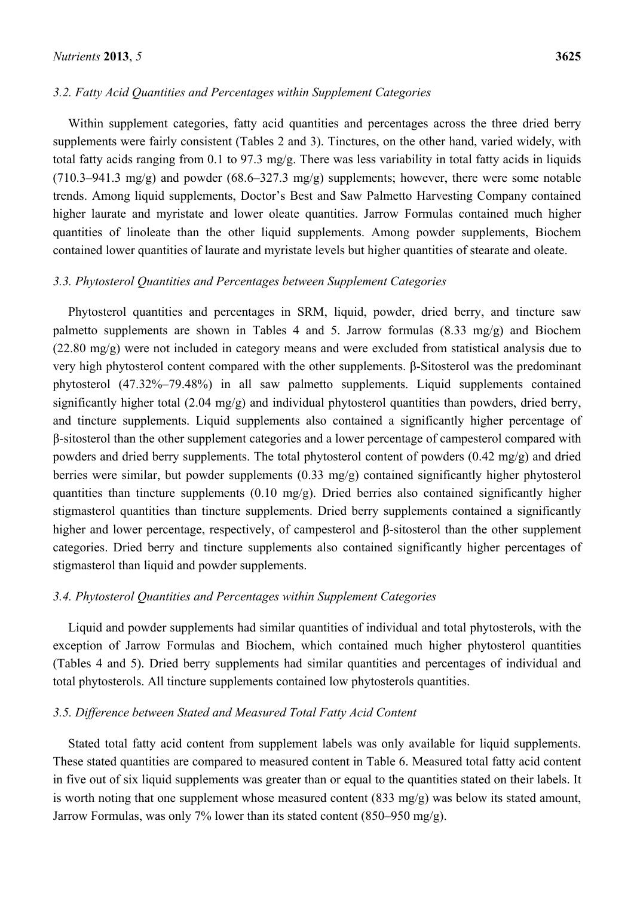### *3.2. Fatty Acid Quantities and Percentages within Supplement Categories*

Within supplement categories, fatty acid quantities and percentages across the three dried berry supplements were fairly consistent (Tables 2 and 3). Tinctures, on the other hand, varied widely, with total fatty acids ranging from 0.1 to 97.3 mg/g. There was less variability in total fatty acids in liquids (710.3–941.3 mg/g) and powder (68.6–327.3 mg/g) supplements; however, there were some notable trends. Among liquid supplements, Doctor's Best and Saw Palmetto Harvesting Company contained higher laurate and myristate and lower oleate quantities. Jarrow Formulas contained much higher quantities of linoleate than the other liquid supplements. Among powder supplements, Biochem contained lower quantities of laurate and myristate levels but higher quantities of stearate and oleate.

### *3.3. Phytosterol Quantities and Percentages between Supplement Categories*

Phytosterol quantities and percentages in SRM, liquid, powder, dried berry, and tincture saw palmetto supplements are shown in Tables 4 and 5. Jarrow formulas (8.33 mg/g) and Biochem (22.80 mg/g) were not included in category means and were excluded from statistical analysis due to very high phytosterol content compared with the other supplements. β-Sitosterol was the predominant phytosterol (47.32%–79.48%) in all saw palmetto supplements. Liquid supplements contained significantly higher total (2.04 mg/g) and individual phytosterol quantities than powders, dried berry, and tincture supplements. Liquid supplements also contained a significantly higher percentage of β-sitosterol than the other supplement categories and a lower percentage of campesterol compared with powders and dried berry supplements. The total phytosterol content of powders (0.42 mg/g) and dried berries were similar, but powder supplements (0.33 mg/g) contained significantly higher phytosterol quantities than tincture supplements (0.10 mg/g). Dried berries also contained significantly higher stigmasterol quantities than tincture supplements. Dried berry supplements contained a significantly higher and lower percentage, respectively, of campesterol and β-sitosterol than the other supplement categories. Dried berry and tincture supplements also contained significantly higher percentages of stigmasterol than liquid and powder supplements.

### *3.4. Phytosterol Quantities and Percentages within Supplement Categories*

Liquid and powder supplements had similar quantities of individual and total phytosterols, with the exception of Jarrow Formulas and Biochem, which contained much higher phytosterol quantities (Tables 4 and 5). Dried berry supplements had similar quantities and percentages of individual and total phytosterols. All tincture supplements contained low phytosterols quantities.

### *3.5. Difference between Stated and Measured Total Fatty Acid Content*

Stated total fatty acid content from supplement labels was only available for liquid supplements. These stated quantities are compared to measured content in Table 6. Measured total fatty acid content in five out of six liquid supplements was greater than or equal to the quantities stated on their labels. It is worth noting that one supplement whose measured content (833 mg/g) was below its stated amount, Jarrow Formulas, was only 7% lower than its stated content (850–950 mg/g).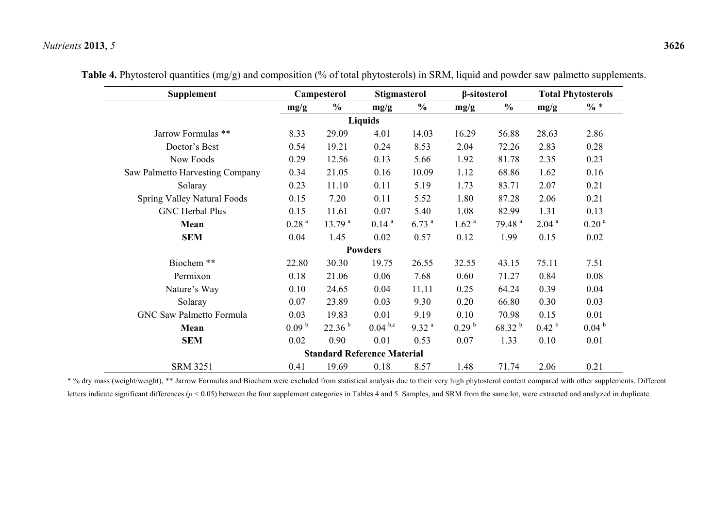**Table 4.** Phytosterol quantities (mg/g) and composition (% of total phytosterols) in SRM, liquid and powder saw palmetto supplements.

| Supplement | Campesterol | | Stigmasterol | | β-sitosterol | | Total Phytosterols | |
|---|---|---|---|---|---|---|---|---|
| | mg/g | % | mg/g | % | mg/g | % | mg/g | % * |
| **Liquids** | | | | | | | | |
| Jarrow Formulas ** | 8.33 | 29.09 | 4.01 | 14.03 | 16.29 | 56.88 | 28.63 | 2.86 |
| Doctor's Best | 0.54 | 19.21 | 0.24 | 8.53 | 2.04 | 72.26 | 2.83 | 0.28 |
| Now Foods | 0.29 | 12.56 | 0.13 | 5.66 | 1.92 | 81.78 | 2.35 | 0.23 |
| Saw Palmetto Harvesting Company | 0.34 | 21.05 | 0.16 | 10.09 | 1.12 | 68.86 | 1.62 | 0.16 |
| Solaray | 0.23 | 11.10 | 0.11 | 5.19 | 1.73 | 83.71 | 2.07 | 0.21 |
| Spring Valley Natural Foods | 0.15 | 7.20 | 0.11 | 5.52 | 1.80 | 87.28 | 2.06 | 0.21 |
| GNC Herbal Plus | 0.15 | 11.61 | 0.07 | 5.40 | 1.08 | 82.99 | 1.31 | 0.13 |
| **Mean** | 0.28 [a] | 13.79 [a] | 0.14 [a] | 6.73 [a] | 1.62 [a] | 79.48 [a] | 2.04 [a] | 0.20 [a] |
| **SEM** | 0.04 | 1.45 | 0.02 | 0.57 | 0.12 | 1.99 | 0.15 | 0.02 |
| **Powders** | | | | | | | | |
| Biochem ** | 22.80 | 30.30 | 19.75 | 26.55 | 32.55 | 43.15 | 75.11 | 7.51 |
| Permixon | 0.18 | 21.06 | 0.06 | 7.68 | 0.60 | 71.27 | 0.84 | 0.08 |
| Nature's Way | 0.10 | 24.65 | 0.04 | 11.11 | 0.25 | 64.24 | 0.39 | 0.04 |
| Solaray | 0.07 | 23.89 | 0.03 | 9.30 | 0.20 | 66.80 | 0.30 | 0.03 |
| GNC Saw Palmetto Formula | 0.03 | 19.83 | 0.01 | 9.19 | 0.10 | 70.98 | 0.15 | 0.01 |
| **Mean** | 0.09 [b] | 22.36 [b] | 0.04 [b,c] | 9.32 [a] | 0.29 [b] | 68.32 [b] | 0.42 [b] | 0.04 [b] |
| **SEM** | 0.02 | 0.90 | 0.01 | 0.53 | 0.07 | 1.33 | 0.10 | 0.01 |
| **Standard Reference Material** | | | | | | | | |
| SRM 3251 | 0.41 | 19.69 | 0.18 | 8.57 | 1.48 | 71.74 | 2.06 | 0.21 |

* % dry mass (weight/weight), ** Jarrow Formulas and Biochem were excluded from statistical analysis due to their very high phytosterol content compared with other supplements. Different letters indicate significant differences ($p < 0.05$) between the four supplement categories in Tables 4 and 5. Samples, and SRM from the same lot, were extracted and analyzed in duplicate.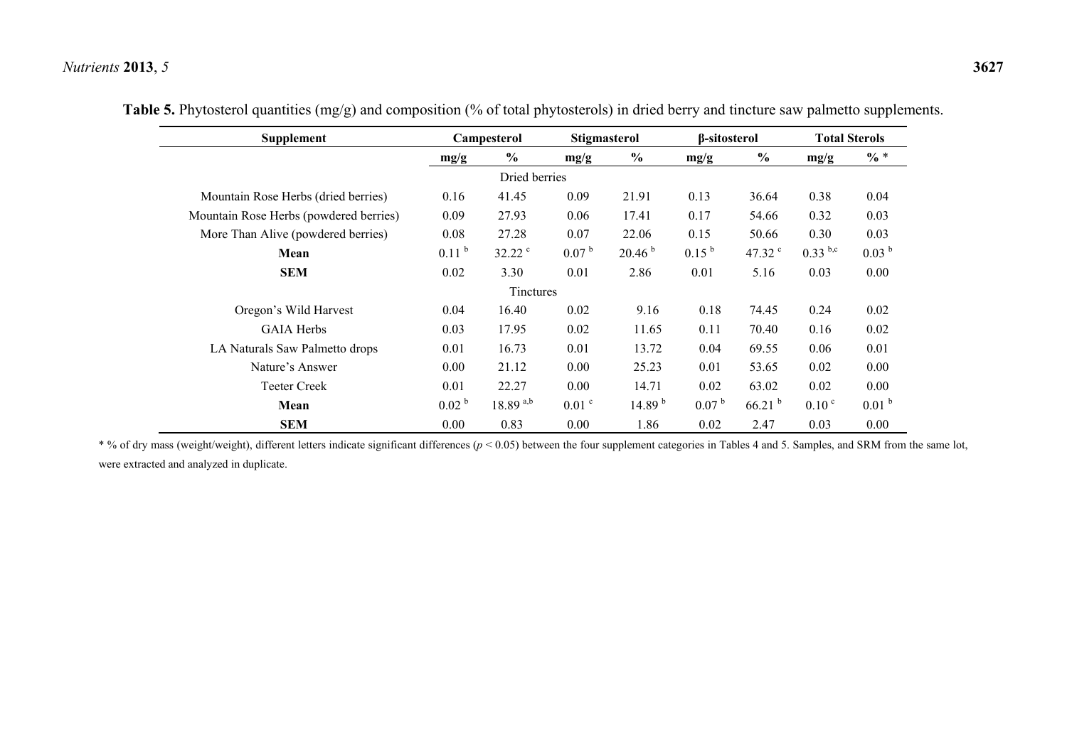**Table 5.** Phytosterol quantities (mg/g) and composition (% of total phytosterols) in dried berry and tincture saw palmetto supplements.

| Supplement | Campesterol | | Stigmasterol | | β-sitosterol | | Total Sterols | |
|---|---|---|---|---|---|---|---|---|
| | mg/g | % | mg/g | % | mg/g | % | mg/g | % * |
| | | Dried berries | | | | | | |
| Mountain Rose Herbs (dried berries) | 0.16 | 41.45 | 0.09 | 21.91 | 0.13 | 36.64 | 0.38 | 0.04 |
| Mountain Rose Herbs (powdered berries) | 0.09 | 27.93 | 0.06 | 17.41 | 0.17 | 54.66 | 0.32 | 0.03 |
| More Than Alive (powdered berries) | 0.08 | 27.28 | 0.07 | 22.06 | 0.15 | 50.66 | 0.30 | 0.03 |
| **Mean** | 0.11 [b] | 32.22 [c] | 0.07 [b] | 20.46 [b] | 0.15 [b] | 47.32 [c] | 0.33 [b,c] | 0.03 [b] |
| **SEM** | 0.02 | 3.30 | 0.01 | 2.86 | 0.01 | 5.16 | 0.03 | 0.00 |
| | | Tinctures | | | | | | |
| Oregon's Wild Harvest | 0.04 | 16.40 | 0.02 | 9.16 | 0.18 | 74.45 | 0.24 | 0.02 |
| GAIA Herbs | 0.03 | 17.95 | 0.02 | 11.65 | 0.11 | 70.40 | 0.16 | 0.02 |
| LA Naturals Saw Palmetto drops | 0.01 | 16.73 | 0.01 | 13.72 | 0.04 | 69.55 | 0.06 | 0.01 |
| Nature's Answer | 0.00 | 21.12 | 0.00 | 25.23 | 0.01 | 53.65 | 0.02 | 0.00 |
| Teeter Creek | 0.01 | 22.27 | 0.00 | 14.71 | 0.02 | 63.02 | 0.02 | 0.00 |
| **Mean** | 0.02 [b] | 18.89 [a,b] | 0.01 [c] | 14.89 [b] | 0.07 [b] | 66.21 [b] | 0.10 [c] | 0.01 [b] |
| **SEM** | 0.00 | 0.83 | 0.00 | 1.86 | 0.02 | 2.47 | 0.03 | 0.00 |

\* % of dry mass (weight/weight), different letters indicate significant differences ($p < 0.05$) between the four supplement categories in Tables 4 and 5. Samples, and SRM from the same lot, were extracted and analyzed in duplicate.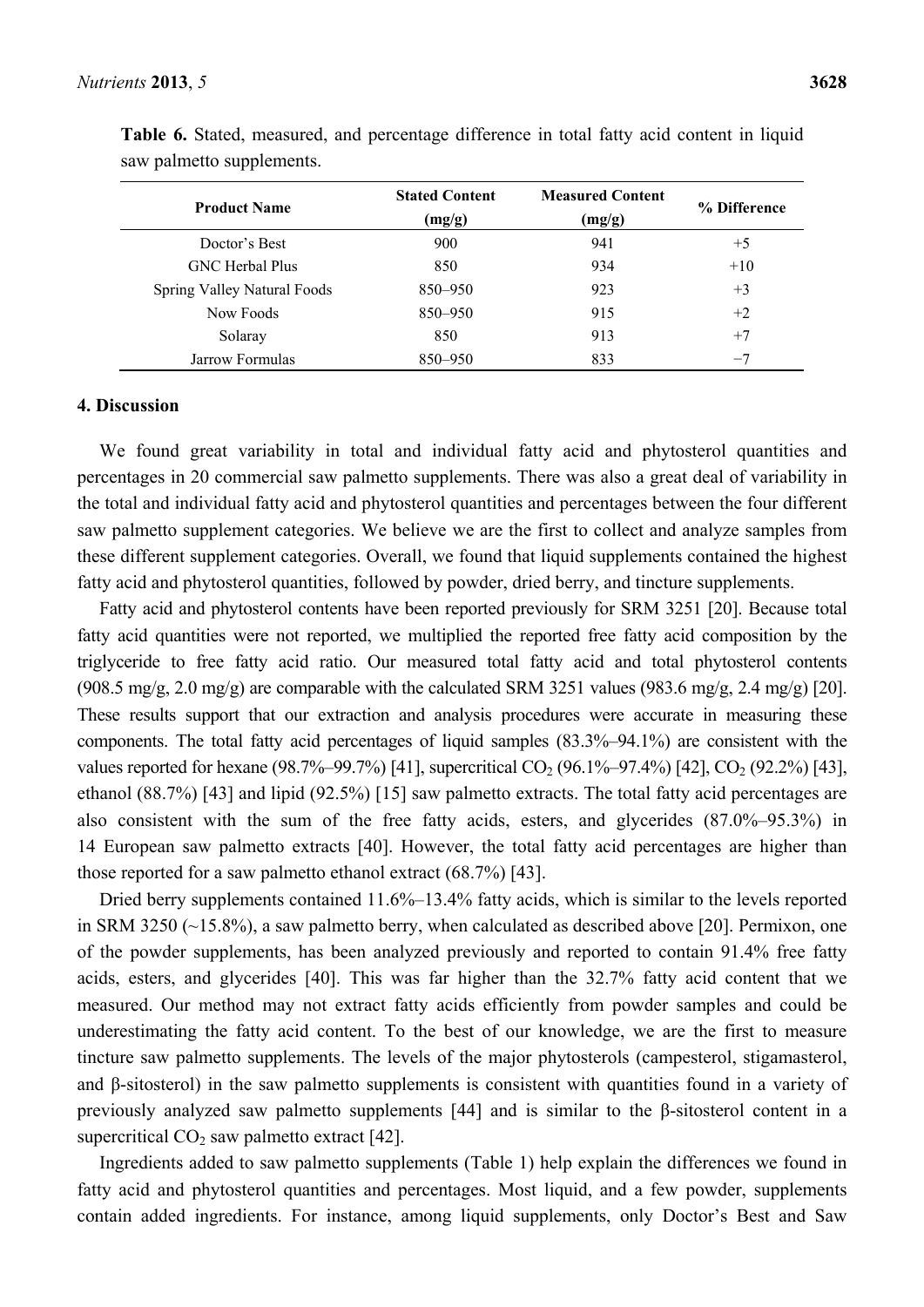**Table 6.** Stated, measured, and percentage difference in total fatty acid content in liquid saw palmetto supplements.

| Product Name | Stated Content (mg/g) | Measured Content (mg/g) | % Difference |
|---|---|---|---|
| Doctor's Best | 900 | 941 | +5 |
| GNC Herbal Plus | 850 | 934 | +10 |
| Spring Valley Natural Foods | 850–950 | 923 | +3 |
| Now Foods | 850–950 | 915 | +2 |
| Solaray | 850 | 913 | +7 |
| Jarrow Formulas | 850–950 | 833 | −7 |

## 4. Discussion

We found great variability in total and individual fatty acid and phytosterol quantities and percentages in 20 commercial saw palmetto supplements. There was also a great deal of variability in the total and individual fatty acid and phytosterol quantities and percentages between the four different saw palmetto supplement categories. We believe we are the first to collect and analyze samples from these different supplement categories. Overall, we found that liquid supplements contained the highest fatty acid and phytosterol quantities, followed by powder, dried berry, and tincture supplements.

Fatty acid and phytosterol contents have been reported previously for SRM 3251 [20]. Because total fatty acid quantities were not reported, we multiplied the reported free fatty acid composition by the triglyceride to free fatty acid ratio. Our measured total fatty acid and total phytosterol contents (908.5 mg/g, 2.0 mg/g) are comparable with the calculated SRM 3251 values (983.6 mg/g, 2.4 mg/g) [20]. These results support that our extraction and analysis procedures were accurate in measuring these components. The total fatty acid percentages of liquid samples (83.3%–94.1%) are consistent with the values reported for hexane (98.7%–99.7%) [41], supercritical $CO_2$ (96.1%–97.4%) [42], $CO_2$ (92.2%) [43], ethanol (88.7%) [43] and lipid (92.5%) [15] saw palmetto extracts. The total fatty acid percentages are also consistent with the sum of the free fatty acids, esters, and glycerides (87.0%–95.3%) in 14 European saw palmetto extracts [40]. However, the total fatty acid percentages are higher than those reported for a saw palmetto ethanol extract (68.7%) [43].

Dried berry supplements contained 11.6%–13.4% fatty acids, which is similar to the levels reported in SRM 3250 (~15.8%), a saw palmetto berry, when calculated as described above [20]. Permixon, one of the powder supplements, has been analyzed previously and reported to contain 91.4% free fatty acids, esters, and glycerides [40]. This was far higher than the 32.7% fatty acid content that we measured. Our method may not extract fatty acids efficiently from powder samples and could be underestimating the fatty acid content. To the best of our knowledge, we are the first to measure tincture saw palmetto supplements. The levels of the major phytosterols (campesterol, stigamasterol, and β-sitosterol) in the saw palmetto supplements is consistent with quantities found in a variety of previously analyzed saw palmetto supplements [44] and is similar to the β-sitosterol content in a supercritical $CO_2$ saw palmetto extract [42].

Ingredients added to saw palmetto supplements (Table 1) help explain the differences we found in fatty acid and phytosterol quantities and percentages. Most liquid, and a few powder, supplements contain added ingredients. For instance, among liquid supplements, only Doctor's Best and Saw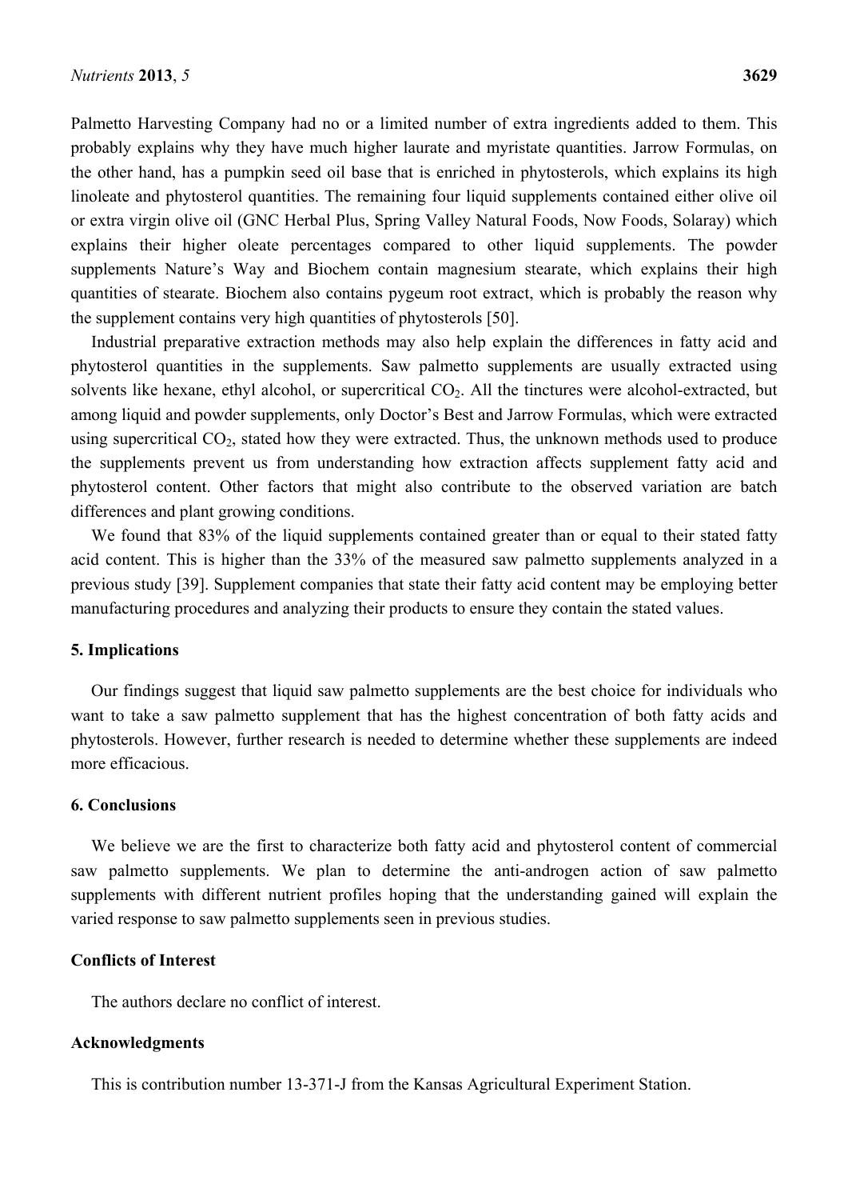Palmetto Harvesting Company had no or a limited number of extra ingredients added to them. This probably explains why they have much higher laurate and myristate quantities. Jarrow Formulas, on the other hand, has a pumpkin seed oil base that is enriched in phytosterols, which explains its high linoleate and phytosterol quantities. The remaining four liquid supplements contained either olive oil or extra virgin olive oil (GNC Herbal Plus, Spring Valley Natural Foods, Now Foods, Solaray) which explains their higher oleate percentages compared to other liquid supplements. The powder supplements Nature's Way and Biochem contain magnesium stearate, which explains their high quantities of stearate. Biochem also contains pygeum root extract, which is probably the reason why the supplement contains very high quantities of phytosterols [50].

Industrial preparative extraction methods may also help explain the differences in fatty acid and phytosterol quantities in the supplements. Saw palmetto supplements are usually extracted using solvents like hexane, ethyl alcohol, or supercritical $CO_2$. All the tinctures were alcohol-extracted, but among liquid and powder supplements, only Doctor's Best and Jarrow Formulas, which were extracted using supercritical $CO_2$, stated how they were extracted. Thus, the unknown methods used to produce the supplements prevent us from understanding how extraction affects supplement fatty acid and phytosterol content. Other factors that might also contribute to the observed variation are batch differences and plant growing conditions.

We found that 83% of the liquid supplements contained greater than or equal to their stated fatty acid content. This is higher than the 33% of the measured saw palmetto supplements analyzed in a previous study [39]. Supplement companies that state their fatty acid content may be employing better manufacturing procedures and analyzing their products to ensure they contain the stated values.

## 5. Implications

Our findings suggest that liquid saw palmetto supplements are the best choice for individuals who want to take a saw palmetto supplement that has the highest concentration of both fatty acids and phytosterols. However, further research is needed to determine whether these supplements are indeed more efficacious.

## 6. Conclusions

We believe we are the first to characterize both fatty acid and phytosterol content of commercial saw palmetto supplements. We plan to determine the anti-androgen action of saw palmetto supplements with different nutrient profiles hoping that the understanding gained will explain the varied response to saw palmetto supplements seen in previous studies.

## Conflicts of Interest

The authors declare no conflict of interest.

## Acknowledgments

This is contribution number 13-371-J from the Kansas Agricultural Experiment Station.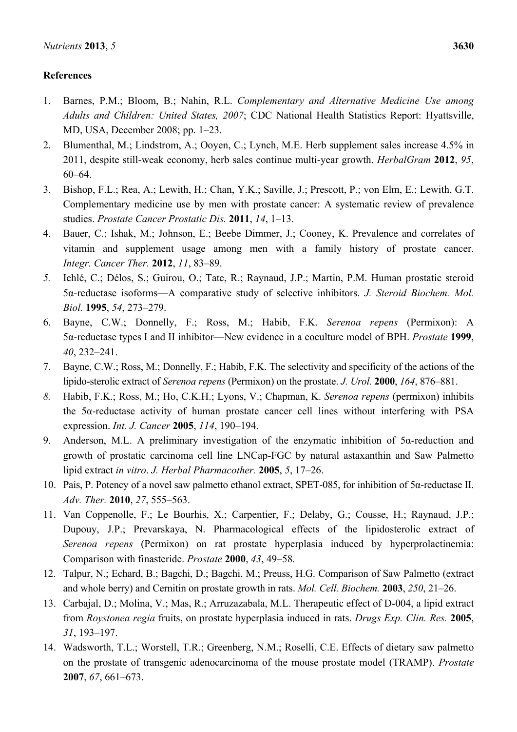## References

1. Barnes, P.M.; Bloom, B.; Nahin, R.L. *Complementary and Alternative Medicine Use among Adults and Children: United States, 2007*; CDC National Health Statistics Report: Hyattsville, MD, USA, December 2008; pp. 1–23.
2. Blumenthal, M.; Lindstrom, A.; Ooyen, C.; Lynch, M.E. Herb supplement sales increase 4.5% in 2011, despite still-weak economy, herb sales continue multi-year growth. *HerbalGram* **2012**, *95*, 60–64.
3. Bishop, F.L.; Rea, A.; Lewith, H.; Chan, Y.K.; Saville, J.; Prescott, P.; von Elm, E.; Lewith, G.T. Complementary medicine use by men with prostate cancer: A systematic review of prevalence studies. *Prostate Cancer Prostatic Dis.* **2011**, *14*, 1–13.
4. Bauer, C.; Ishak, M.; Johnson, E.; Beebe Dimmer, J.; Cooney, K. Prevalence and correlates of vitamin and supplement usage among men with a family history of prostate cancer. *Integr. Cancer Ther.* **2012**, *11*, 83–89.
5. Iehlé, C.; Délos, S.; Guirou, O.; Tate, R.; Raynaud, J.P.; Martin, P.M. Human prostatic steroid 5α-reductase isoforms—A comparative study of selective inhibitors. *J. Steroid Biochem. Mol. Biol.* **1995**, *54*, 273–279.
6. Bayne, C.W.; Donnelly, F.; Ross, M.; Habib, F.K. *Serenoa repens* (Permixon): A 5α-reductase types I and II inhibitor—New evidence in a coculture model of BPH. *Prostate* **1999**, *40*, 232–241.
7. Bayne, C.W.; Ross, M.; Donnelly, F.; Habib, F.K. The selectivity and specificity of the actions of the lipido-sterolic extract of *Serenoa repens* (Permixon) on the prostate. *J. Urol.* **2000**, *164*, 876–881.
8. Habib, F.K.; Ross, M.; Ho, C.K.H.; Lyons, V.; Chapman, K. *Serenoa repens* (permixon) inhibits the 5α-reductase activity of human prostate cancer cell lines without interfering with PSA expression. *Int. J. Cancer* **2005**, *114*, 190–194.
9. Anderson, M.L. A preliminary investigation of the enzymatic inhibition of 5α-reduction and growth of prostatic carcinoma cell line LNCap-FGC by natural astaxanthin and Saw Palmetto lipid extract *in vitro*. *J. Herbal Pharmacother.* **2005**, *5*, 17–26.
10. Pais, P. Potency of a novel saw palmetto ethanol extract, SPET-085, for inhibition of 5α-reductase II. *Adv. Ther.* **2010**, *27*, 555–563.
11. Van Coppenolle, F.; Le Bourhis, X.; Carpentier, F.; Delaby, G.; Cousse, H.; Raynaud, J.P.; Dupouy, J.P.; Prevarskaya, N. Pharmacological effects of the lipidosterolic extract of *Serenoa repens* (Permixon) on rat prostate hyperplasia induced by hyperprolactinemia: Comparison with finasteride. *Prostate* **2000**, *43*, 49–58.
12. Talpur, N.; Echard, B.; Bagchi, D.; Bagchi, M.; Preuss, H.G. Comparison of Saw Palmetto (extract and whole berry) and Cernitin on prostate growth in rats. *Mol. Cell. Biochem.* **2003**, *250*, 21–26.
13. Carbajal, D.; Molina, V.; Mas, R.; Arruzazabala, M.L. Therapeutic effect of D-004, a lipid extract from *Roystonea regia* fruits, on prostate hyperplasia induced in rats. *Drugs Exp. Clin. Res.* **2005**, *31*, 193–197.
14. Wadsworth, T.L.; Worstell, T.R.; Greenberg, N.M.; Roselli, C.E. Effects of dietary saw palmetto on the prostate of transgenic adenocarcinoma of the mouse prostate model (TRAMP). *Prostate* **2007**, *67*, 661–673.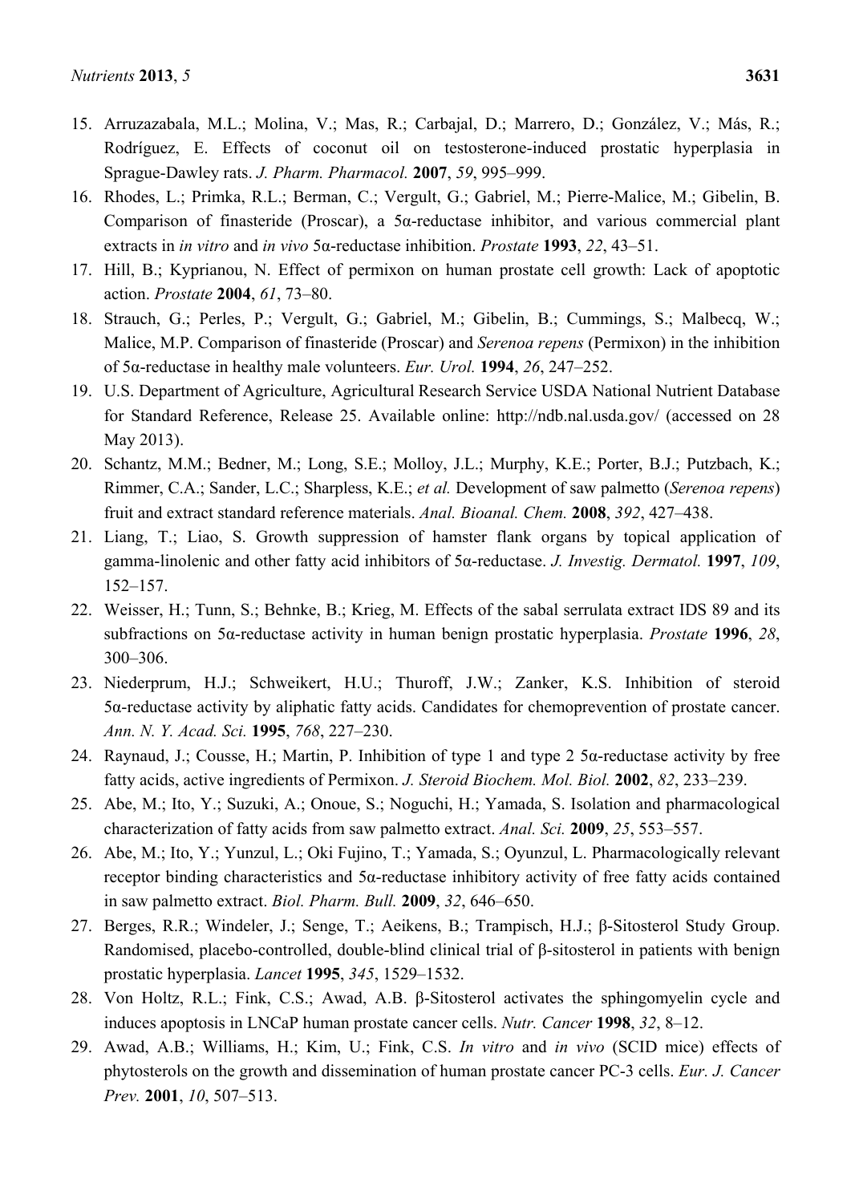15. Arruzazabala, M.L.; Molina, V.; Mas, R.; Carbajal, D.; Marrero, D.; González, V.; Más, R.; Rodríguez, E. Effects of coconut oil on testosterone-induced prostatic hyperplasia in Sprague-Dawley rats. *J. Pharm. Pharmacol.* **2007**, *59*, 995–999.
16. Rhodes, L.; Primka, R.L.; Berman, C.; Vergult, G.; Gabriel, M.; Pierre-Malice, M.; Gibelin, B. Comparison of finasteride (Proscar), a 5α-reductase inhibitor, and various commercial plant extracts in *in vitro* and *in vivo* 5α-reductase inhibition. *Prostate* **1993**, *22*, 43–51.
17. Hill, B.; Kyprianou, N. Effect of permixon on human prostate cell growth: Lack of apoptotic action. *Prostate* **2004**, *61*, 73–80.
18. Strauch, G.; Perles, P.; Vergult, G.; Gabriel, M.; Gibelin, B.; Cummings, S.; Malbecq, W.; Malice, M.P. Comparison of finasteride (Proscar) and *Serenoa repens* (Permixon) in the inhibition of 5α-reductase in healthy male volunteers. *Eur. Urol.* **1994**, *26*, 247–252.
19. U.S. Department of Agriculture, Agricultural Research Service USDA National Nutrient Database for Standard Reference, Release 25. Available online: http://ndb.nal.usda.gov/ (accessed on 28 May 2013).
20. Schantz, M.M.; Bedner, M.; Long, S.E.; Molloy, J.L.; Murphy, K.E.; Porter, B.J.; Putzbach, K.; Rimmer, C.A.; Sander, L.C.; Sharpless, K.E.; *et al.* Development of saw palmetto (*Serenoa repens*) fruit and extract standard reference materials. *Anal. Bioanal. Chem.* **2008**, *392*, 427–438.
21. Liang, T.; Liao, S. Growth suppression of hamster flank organs by topical application of gamma-linolenic and other fatty acid inhibitors of 5α-reductase. *J. Investig. Dermatol.* **1997**, *109*, 152–157.
22. Weisser, H.; Tunn, S.; Behnke, B.; Krieg, M. Effects of the sabal serrulata extract IDS 89 and its subfractions on 5α-reductase activity in human benign prostatic hyperplasia. *Prostate* **1996**, *28*, 300–306.
23. Niederprum, H.J.; Schweikert, H.U.; Thuroff, J.W.; Zanker, K.S. Inhibition of steroid 5α-reductase activity by aliphatic fatty acids. Candidates for chemoprevention of prostate cancer. *Ann. N. Y. Acad. Sci.* **1995**, *768*, 227–230.
24. Raynaud, J.; Cousse, H.; Martin, P. Inhibition of type 1 and type 2 5α-reductase activity by free fatty acids, active ingredients of Permixon. *J. Steroid Biochem. Mol. Biol.* **2002**, *82*, 233–239.
25. Abe, M.; Ito, Y.; Suzuki, A.; Onoue, S.; Noguchi, H.; Yamada, S. Isolation and pharmacological characterization of fatty acids from saw palmetto extract. *Anal. Sci.* **2009**, *25*, 553–557.
26. Abe, M.; Ito, Y.; Yunzul, L.; Oki Fujino, T.; Yamada, S.; Oyunzul, L. Pharmacologically relevant receptor binding characteristics and 5α-reductase inhibitory activity of free fatty acids contained in saw palmetto extract. *Biol. Pharm. Bull.* **2009**, *32*, 646–650.
27. Berges, R.R.; Windeler, J.; Senge, T.; Aeikens, B.; Trampisch, H.J.; β-Sitosterol Study Group. Randomised, placebo-controlled, double-blind clinical trial of β-sitosterol in patients with benign prostatic hyperplasia. *Lancet* **1995**, *345*, 1529–1532.
28. Von Holtz, R.L.; Fink, C.S.; Awad, A.B. β-Sitosterol activates the sphingomyelin cycle and induces apoptosis in LNCaP human prostate cancer cells. *Nutr. Cancer* **1998**, *32*, 8–12.
29. Awad, A.B.; Williams, H.; Kim, U.; Fink, C.S. *In vitro* and *in vivo* (SCID mice) effects of phytosterols on the growth and dissemination of human prostate cancer PC-3 cells. *Eur. J. Cancer Prev.* **2001**, *10*, 507–513.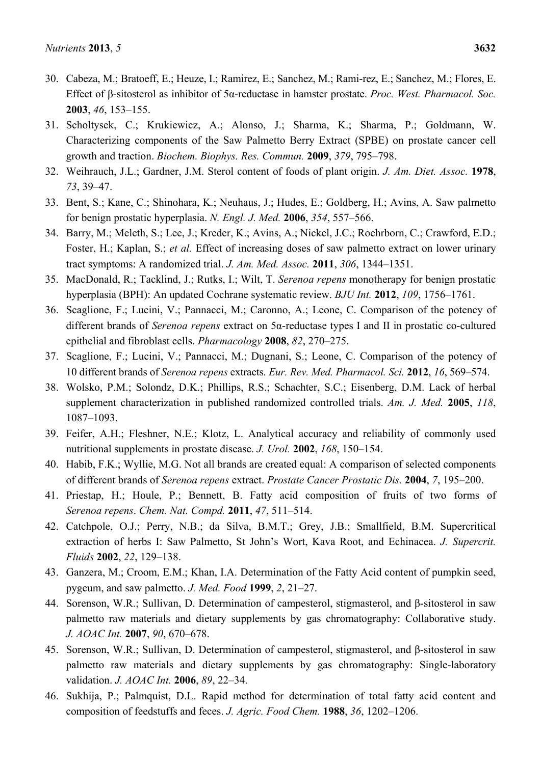30. Cabeza, M.; Bratoeff, E.; Heuze, I.; Ramirez, E.; Sanchez, M.; Rami-rez, E.; Sanchez, M.; Flores, E. Effect of β-sitosterol as inhibitor of 5α-reductase in hamster prostate. *Proc. West. Pharmacol. Soc.* **2003**, *46*, 153–155.
31. Scholtysek, C.; Krukiewicz, A.; Alonso, J.; Sharma, K.; Sharma, P.; Goldmann, W. Characterizing components of the Saw Palmetto Berry Extract (SPBE) on prostate cancer cell growth and traction. *Biochem. Biophys. Res. Commun.* **2009**, *379*, 795–798.
32. Weihrauch, J.L.; Gardner, J.M. Sterol content of foods of plant origin. *J. Am. Diet. Assoc.* **1978**, *73*, 39–47.
33. Bent, S.; Kane, C.; Shinohara, K.; Neuhaus, J.; Hudes, E.; Goldberg, H.; Avins, A. Saw palmetto for benign prostatic hyperplasia. *N. Engl. J. Med.* **2006**, *354*, 557–566.
34. Barry, M.; Meleth, S.; Lee, J.; Kreder, K.; Avins, A.; Nickel, J.C.; Roehrborn, C.; Crawford, E.D.; Foster, H.; Kaplan, S.; *et al.* Effect of increasing doses of saw palmetto extract on lower urinary tract symptoms: A randomized trial. *J. Am. Med. Assoc.* **2011**, *306*, 1344–1351.
35. MacDonald, R.; Tacklind, J.; Rutks, I.; Wilt, T. *Serenoa repens* monotherapy for benign prostatic hyperplasia (BPH): An updated Cochrane systematic review. *BJU Int.* **2012**, *109*, 1756–1761.
36. Scaglione, F.; Lucini, V.; Pannacci, M.; Caronno, A.; Leone, C. Comparison of the potency of different brands of *Serenoa repens* extract on 5α-reductase types I and II in prostatic co-cultured epithelial and fibroblast cells. *Pharmacology* **2008**, *82*, 270–275.
37. Scaglione, F.; Lucini, V.; Pannacci, M.; Dugnani, S.; Leone, C. Comparison of the potency of 10 different brands of *Serenoa repens* extracts. *Eur. Rev. Med. Pharmacol. Sci.* **2012**, *16*, 569–574.
38. Wolsko, P.M.; Solondz, D.K.; Phillips, R.S.; Schachter, S.C.; Eisenberg, D.M. Lack of herbal supplement characterization in published randomized controlled trials. *Am. J. Med.* **2005**, *118*, 1087–1093.
39. Feifer, A.H.; Fleshner, N.E.; Klotz, L. Analytical accuracy and reliability of commonly used nutritional supplements in prostate disease. *J. Urol.* **2002**, *168*, 150–154.
40. Habib, F.K.; Wyllie, M.G. Not all brands are created equal: A comparison of selected components of different brands of *Serenoa repens* extract. *Prostate Cancer Prostatic Dis.* **2004**, *7*, 195–200.
41. Priestap, H.; Houle, P.; Bennett, B. Fatty acid composition of fruits of two forms of *Serenoa repens*. *Chem. Nat. Compd.* **2011**, *47*, 511–514.
42. Catchpole, O.J.; Perry, N.B.; da Silva, B.M.T.; Grey, J.B.; Smallfield, B.M. Supercritical extraction of herbs I: Saw Palmetto, St John's Wort, Kava Root, and Echinacea. *J. Supercrit. Fluids* **2002**, *22*, 129–138.
43. Ganzera, M.; Croom, E.M.; Khan, I.A. Determination of the Fatty Acid content of pumpkin seed, pygeum, and saw palmetto. *J. Med. Food* **1999**, *2*, 21–27.
44. Sorenson, W.R.; Sullivan, D. Determination of campesterol, stigmasterol, and β-sitosterol in saw palmetto raw materials and dietary supplements by gas chromatography: Collaborative study. *J. AOAC Int.* **2007**, *90*, 670–678.
45. Sorenson, W.R.; Sullivan, D. Determination of campesterol, stigmasterol, and β-sitosterol in saw palmetto raw materials and dietary supplements by gas chromatography: Single-laboratory validation. *J. AOAC Int.* **2006**, *89*, 22–34.
46. Sukhija, P.; Palmquist, D.L. Rapid method for determination of total fatty acid content and composition of feedstuffs and feces. *J. Agric. Food Chem.* **1988**, *36*, 1202–1206.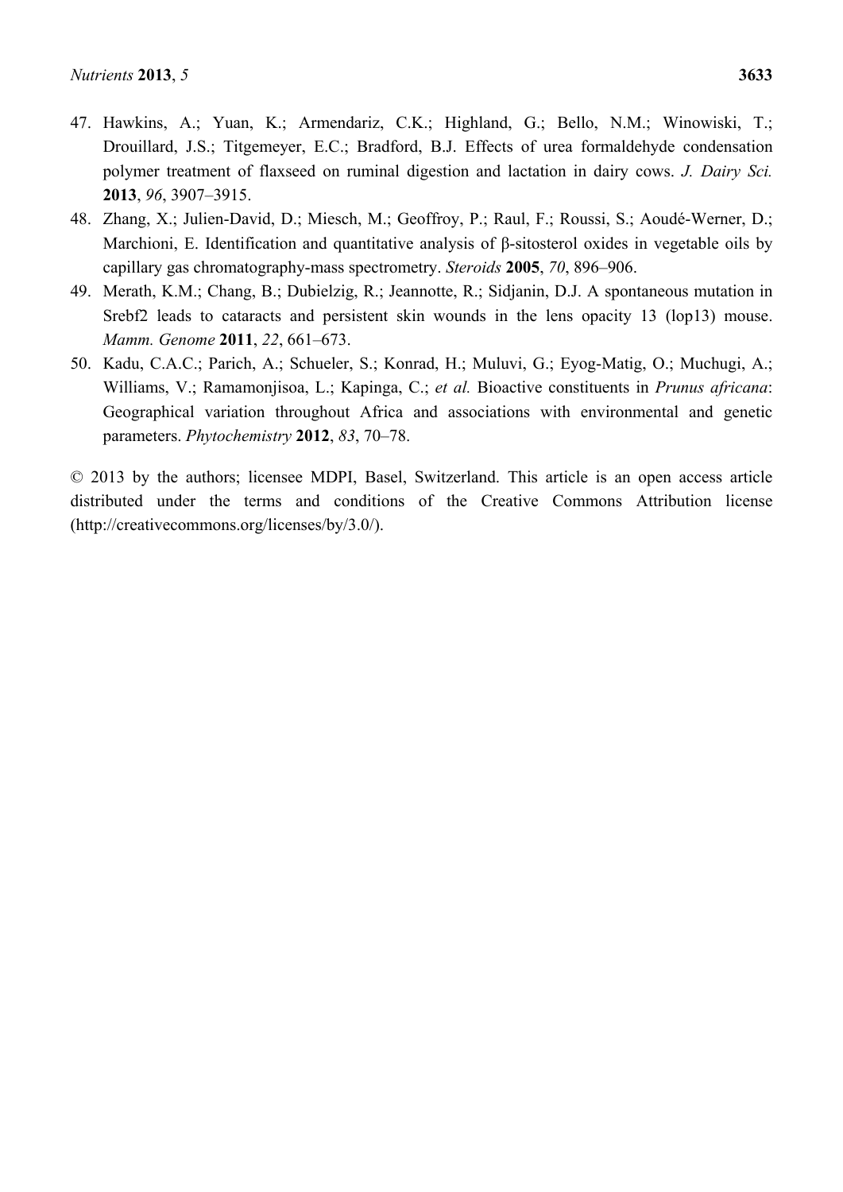47. Hawkins, A.; Yuan, K.; Armendariz, C.K.; Highland, G.; Bello, N.M.; Winowiski, T.; Drouillard, J.S.; Titgemeyer, E.C.; Bradford, B.J. Effects of urea formaldehyde condensation polymer treatment of flaxseed on ruminal digestion and lactation in dairy cows. *J. Dairy Sci.* **2013**, *96*, 3907–3915.
48. Zhang, X.; Julien-David, D.; Miesch, M.; Geoffroy, P.; Raul, F.; Roussi, S.; Aoudé-Werner, D.; Marchioni, E. Identification and quantitative analysis of β-sitosterol oxides in vegetable oils by capillary gas chromatography-mass spectrometry. *Steroids* **2005**, *70*, 896–906.
49. Merath, K.M.; Chang, B.; Dubielzig, R.; Jeannotte, R.; Sidjanin, D.J. A spontaneous mutation in Srebf2 leads to cataracts and persistent skin wounds in the lens opacity 13 (lop13) mouse. *Mamm. Genome* **2011**, *22*, 661–673.
50. Kadu, C.A.C.; Parich, A.; Schueler, S.; Konrad, H.; Muluvi, G.; Eyog-Matig, O.; Muchugi, A.; Williams, V.; Ramamonjisoa, L.; Kapinga, C.; *et al.* Bioactive constituents in *Prunus africana*: Geographical variation throughout Africa and associations with environmental and genetic parameters. *Phytochemistry* **2012**, *83*, 70–78.

© 2013 by the authors; licensee MDPI, Basel, Switzerland. This article is an open access article distributed under the terms and conditions of the Creative Commons Attribution license (http://creativecommons.org/licenses/by/3.0/).